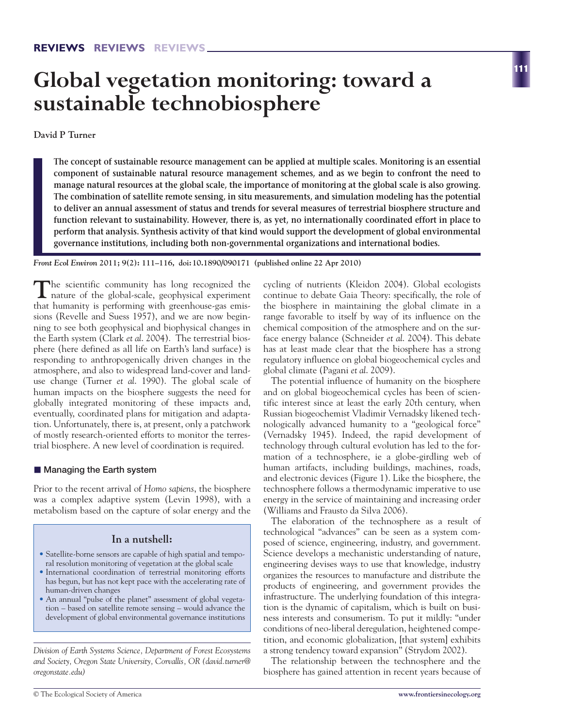# Global vegetation monitoring: toward a sustainable technobiosphere

**David P Turner**

**The concept of sustainable resource management can be applied at multiple scales. Monitoring is an essential component of sustainable natural resource management schemes, and as we begin to confront the need to manage natural resources at the global scale, the importance of monitoring at the global scale is also growing. The combination of satellite remote sensing, in situ measurements, and simulation modeling has the potential to deliver an annual assessment of status and trends for several measures of terrestrial biosphere structure and function relevant to sustainability. However, there is, as yet, no internationally coordinated effort in place to perform that analysis. Synthesis activity of that kind would support the development of global environmental governance institutions, including both non-governmental organizations and international bodies.**

*Front Ecol Environ* **2011; 9(2): 111–116, doi:10.1890/090171 (published online 22 Apr 2010)**

The scientific community has long recognized the nature of the global-scale, geophysical experiment that humanity is performing with greenhouse-gas emissions (Revelle and Suess 1957), and we are now beginning to see both geophysical and biophysical changes in the Earth system (Clark *et al*. 2004). The terrestrial biosphere (here defined as all life on Earth's land surface) is responding to anthropogenically driven changes in the atmosphere, and also to widespread land-cover and land-use change (Turner *et al*. 1990). The global scale of human impacts on the biosphere suggests the need for globally integrated monitoring of these impacts and, eventually, coordinated plans for mitigation and adaptation. Unfortunately, there is, at present, only a patchwork of mostly research-oriented efforts to monitor the terrestrial biosphere. A new level of coordination is required.

## Managing the Earth system

Prior to the recent arrival of *Homo sapiens*, the biosphere was a complex adaptive system (Levin 1998), with a metabolism based on the capture of solar energy and the cycling of nutrients (Kleidon 2004). Global ecologists continue to debate Gaia Theory: specifically, the role of the biosphere in maintaining the global climate in a range favorable to itself by way of its influence on the chemical composition of the atmosphere and on the surface energy balance (Schneider *et al*. 2004). This debate has at least made clear that the biosphere has a strong regulatory influence on global biogeochemical cycles and global climate (Pagani *et al*. 2009).

The potential influence of humanity on the biosphere and on global biogeochemical cycles has been of scientific interest since at least the early 20th century, when Russian biogeochemist Vladimir Vernadsky likened technologically advanced humanity to a "geological force" (Vernadsky 1945). Indeed, the rapid development of technology through cultural evolution has led to the formation of a technosphere, ie a globe-girdling web of human artifacts, including buildings, machines, roads, and electronic devices (Figure 1). Like the biosphere, the technosphere follows a thermodynamic imperative to use energy in the service of maintaining and increasing order (Williams and Frausto da Silva 2006).

The elaboration of the technosphere as a result of technological "advances" can be seen as a system composed of science, engineering, industry, and government. Science develops a mechanistic understanding of nature, engineering devises ways to use that knowledge, industry organizes the resources to manufacture and distribute the products of engineering, and government provides the infrastructure. The underlying foundation of this integration is the dynamic of capitalism, which is built on business interests and consumerism. To put it mildly: "under conditions of neo-liberal deregulation, heightened competition, and economic globalization, [that system] exhibits a strong tendency toward expansion" (Strydom 2002).

The relationship between the technosphere and the biosphere has gained attention in recent years because of

> **In a nutshell:**
>
> - Satellite-borne sensors are capable of high spatial and temporal resolution monitoring of vegetation at the global scale
> - International coordination of terrestrial monitoring efforts has begun, but has not kept pace with the accelerating rate of human-driven changes
> - An annual "pulse of the planet" assessment of global vegetation – based on satellite remote sensing – would advance the development of global environmental governance institutions

*Division of Earth Systems Science, Department of Forest Ecosystems and Society, Oregon State University, Corvallis, OR (david.turner@oregonstate.edu)*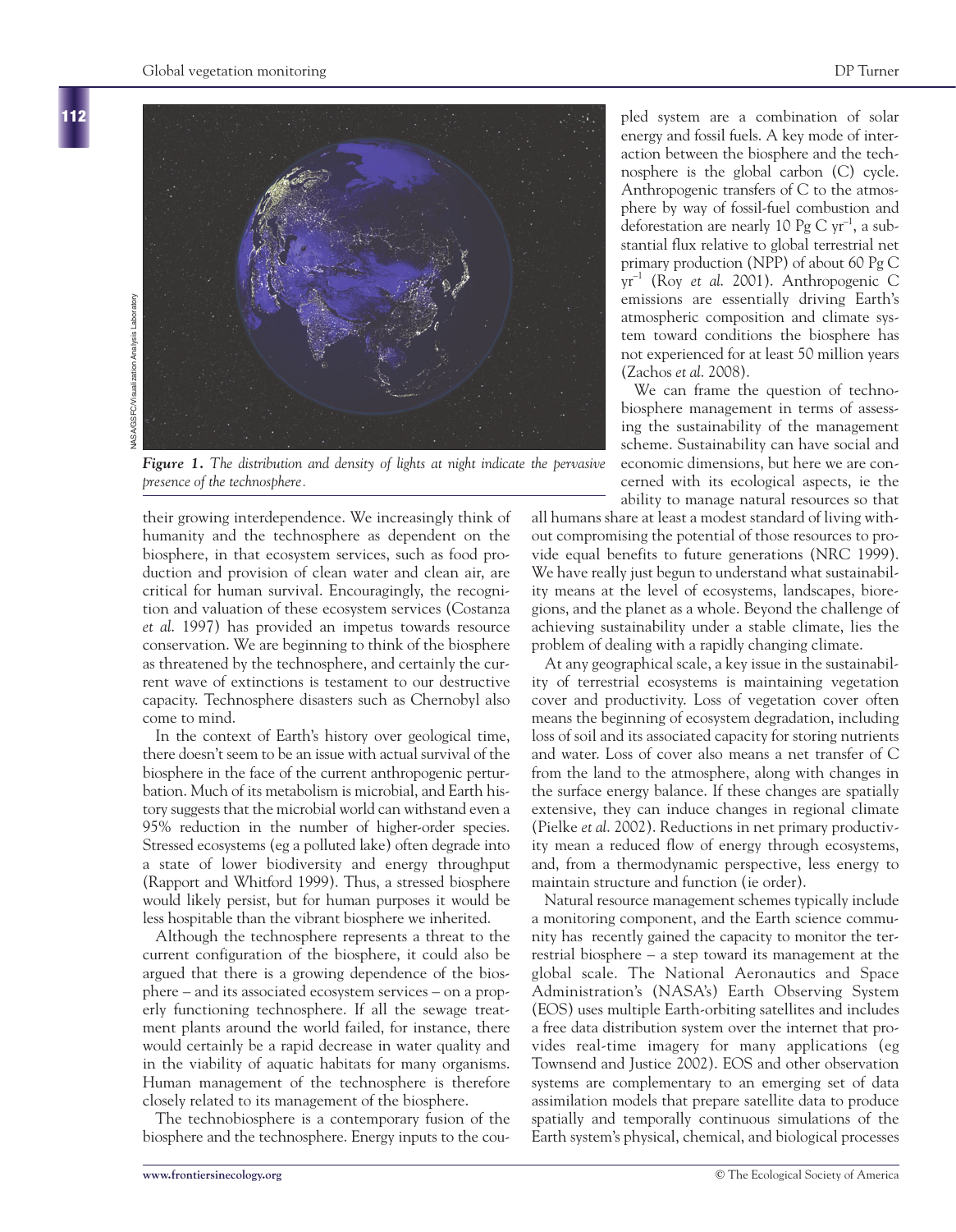*Figure 1. The distribution and density of lights at night indicate the pervasive presence of the technosphere.*

their growing interdependence. We increasingly think of humanity and the technosphere as dependent on the biosphere, in that ecosystem services, such as food production and provision of clean water and clean air, are critical for human survival. Encouragingly, the recognition and valuation of these ecosystem services (Costanza *et al.* 1997) has provided an impetus towards resource conservation. We are beginning to think of the biosphere as threatened by the technosphere, and certainly the current wave of extinctions is testament to our destructive capacity. Technosphere disasters such as Chernobyl also come to mind.

In the context of Earth's history over geological time, there doesn't seem to be an issue with actual survival of the biosphere in the face of the current anthropogenic perturbation. Much of its metabolism is microbial, and Earth history suggests that the microbial world can withstand even a 95% reduction in the number of higher-order species. Stressed ecosystems (eg a polluted lake) often degrade into a state of lower biodiversity and energy throughput (Rapport and Whitford 1999). Thus, a stressed biosphere would likely persist, but for human purposes it would be less hospitable than the vibrant biosphere we inherited.

Although the technosphere represents a threat to the current configuration of the biosphere, it could also be argued that there is a growing dependence of the biosphere – and its associated ecosystem services – on a properly functioning technosphere. If all the sewage treatment plants around the world failed, for instance, there would certainly be a rapid decrease in water quality and in the viability of aquatic habitats for many organisms. Human management of the technosphere is therefore closely related to its management of the biosphere.

The technobiosphere is a contemporary fusion of the biosphere and the technosphere. Energy inputs to the coupled system are a combination of solar energy and fossil fuels. A key mode of interaction between the biosphere and the technosphere is the global carbon (C) cycle. Anthropogenic transfers of C to the atmosphere by way of fossil-fuel combustion and deforestation are nearly 10 Pg C $yr^{-1}$, a substantial flux relative to global terrestrial net primary production (NPP) of about 60 Pg C $yr^{-1}$ (Roy *et al.* 2001). Anthropogenic C emissions are essentially driving Earth's atmospheric composition and climate system toward conditions the biosphere has not experienced for at least 50 million years (Zachos *et al.* 2008).

We can frame the question of technobiosphere management in terms of assessing the sustainability of the management scheme. Sustainability can have social and economic dimensions, but here we are concerned with its ecological aspects, ie the ability to manage natural resources so that all humans share at least a modest standard of living without compromising the potential of those resources to provide equal benefits to future generations (NRC 1999). We have really just begun to understand what sustainability means at the level of ecosystems, landscapes, bioregions, and the planet as a whole. Beyond the challenge of achieving sustainability under a stable climate, lies the problem of dealing with a rapidly changing climate.

At any geographical scale, a key issue in the sustainability of terrestrial ecosystems is maintaining vegetation cover and productivity. Loss of vegetation cover often means the beginning of ecosystem degradation, including loss of soil and its associated capacity for storing nutrients and water. Loss of cover also means a net transfer of C from the land to the atmosphere, along with changes in the surface energy balance. If these changes are spatially extensive, they can induce changes in regional climate (Pielke *et al.* 2002). Reductions in net primary productivity mean a reduced flow of energy through ecosystems, and, from a thermodynamic perspective, less energy to maintain structure and function (ie order).

Natural resource management schemes typically include a monitoring component, and the Earth science community has recently gained the capacity to monitor the terrestrial biosphere – a step toward its management at the global scale. The National Aeronautics and Space Administration's (NASA's) Earth Observing System (EOS) uses multiple Earth-orbiting satellites and includes a free data distribution system over the internet that provides real-time imagery for many applications (eg Townsend and Justice 2002). EOS and other observation systems are complementary to an emerging set of data assimilation models that prepare satellite data to produce spatially and temporally continuous simulations of the Earth system's physical, chemical, and biological processes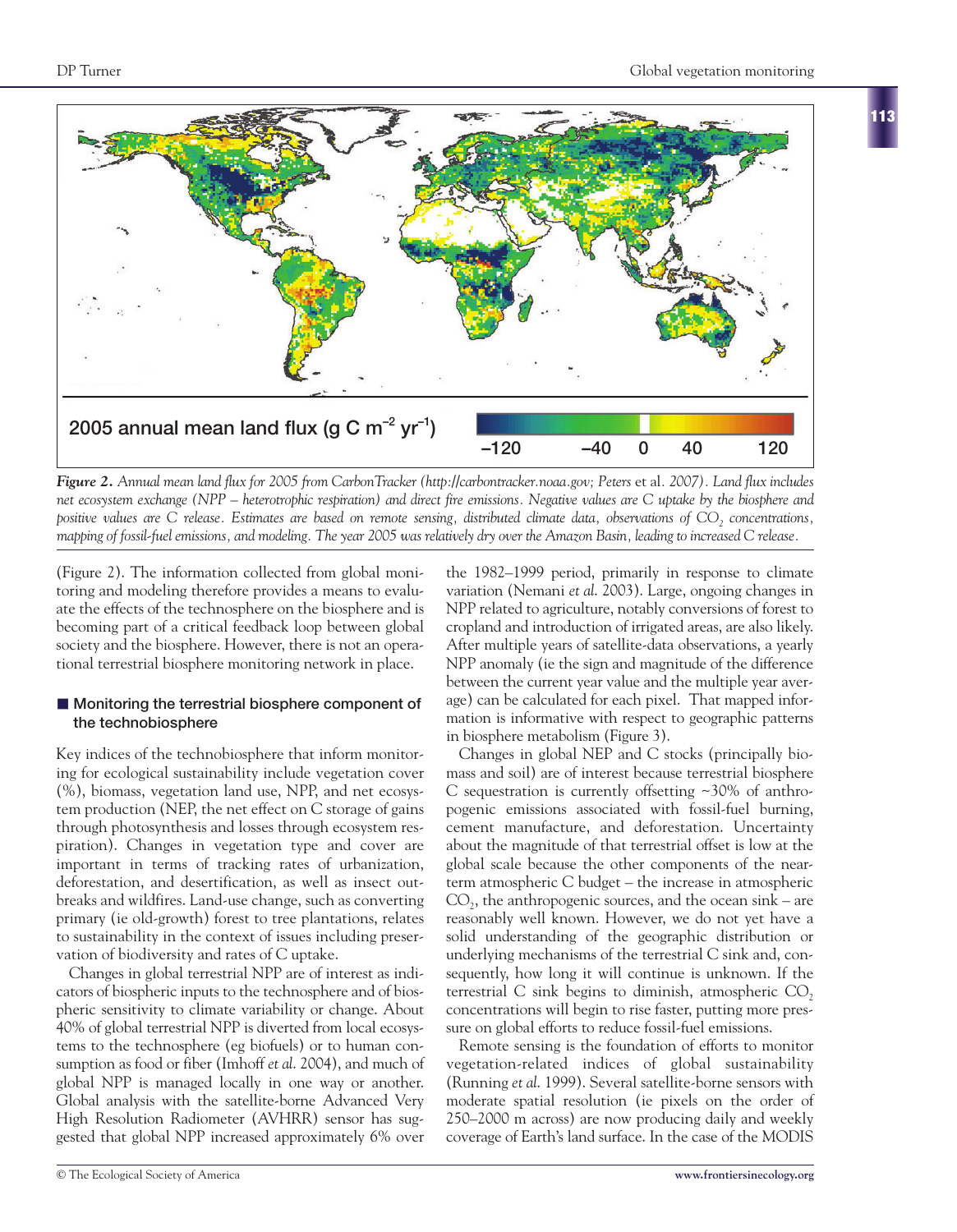**Figure 2.** *Annual mean land flux for 2005 from CarbonTracker (http://carbontracker.noaa.gov; Peters* et al. *2007). Land flux includes net ecosystem exchange (NPP – heterotrophic respiration) and direct fire emissions. Negative values are C uptake by the biosphere and positive values are C release. Estimates are based on remote sensing, distributed climate data, observations of $CO_2$ concentrations, mapping of fossil-fuel emissions, and modeling. The year 2005 was relatively dry over the Amazon Basin, leading to increased C release.*

(Figure 2). The information collected from global monitoring and modeling therefore provides a means to evaluate the effects of the technosphere on the biosphere and is becoming part of a critical feedback loop between global society and the biosphere. However, there is not an operational terrestrial biosphere monitoring network in place.

## Monitoring the terrestrial biosphere component of the technobiosphere

Key indices of the technobiosphere that inform monitoring for ecological sustainability include vegetation cover (%), biomass, vegetation land use, NPP, and net ecosystem production (NEP, the net effect on C storage of gains through photosynthesis and losses through ecosystem respiration). Changes in vegetation type and cover are important in terms of tracking rates of urbanization, deforestation, and desertification, as well as insect outbreaks and wildfires. Land-use change, such as converting primary (ie old-growth) forest to tree plantations, relates to sustainability in the context of issues including preservation of biodiversity and rates of C uptake.

Changes in global terrestrial NPP are of interest as indicators of biospheric inputs to the technosphere and of biospheric sensitivity to climate variability or change. About 40% of global terrestrial NPP is diverted from local ecosystems to the technosphere (eg biofuels) or to human consumption as food or fiber (Imhoff *et al.* 2004), and much of global NPP is managed locally in one way or another. Global analysis with the satellite-borne Advanced Very High Resolution Radiometer (AVHRR) sensor has suggested that global NPP increased approximately 6% over the 1982–1999 period, primarily in response to climate variation (Nemani *et al.* 2003). Large, ongoing changes in NPP related to agriculture, notably conversions of forest to cropland and introduction of irrigated areas, are also likely. After multiple years of satellite-data observations, a yearly NPP anomaly (ie the sign and magnitude of the difference between the current year value and the multiple year average) can be calculated for each pixel. That mapped information is informative with respect to geographic patterns in biosphere metabolism (Figure 3).

Changes in global NEP and C stocks (principally biomass and soil) are of interest because terrestrial biosphere C sequestration is currently offsetting ~30% of anthropogenic emissions associated with fossil-fuel burning, cement manufacture, and deforestation. Uncertainty about the magnitude of that terrestrial offset is low at the global scale because the other components of the near-term atmospheric C budget – the increase in atmospheric $CO_2$, the anthropogenic sources, and the ocean sink – are reasonably well known. However, we do not yet have a solid understanding of the geographic distribution or underlying mechanisms of the terrestrial C sink and, consequently, how long it will continue is unknown. If the terrestrial C sink begins to diminish, atmospheric $CO_2$ concentrations will begin to rise faster, putting more pressure on global efforts to reduce fossil-fuel emissions.

Remote sensing is the foundation of efforts to monitor vegetation-related indices of global sustainability (Running *et al.* 1999). Several satellite-borne sensors with moderate spatial resolution (ie pixels on the order of 250–2000 m across) are now producing daily and weekly coverage of Earth's land surface. In the case of the MODIS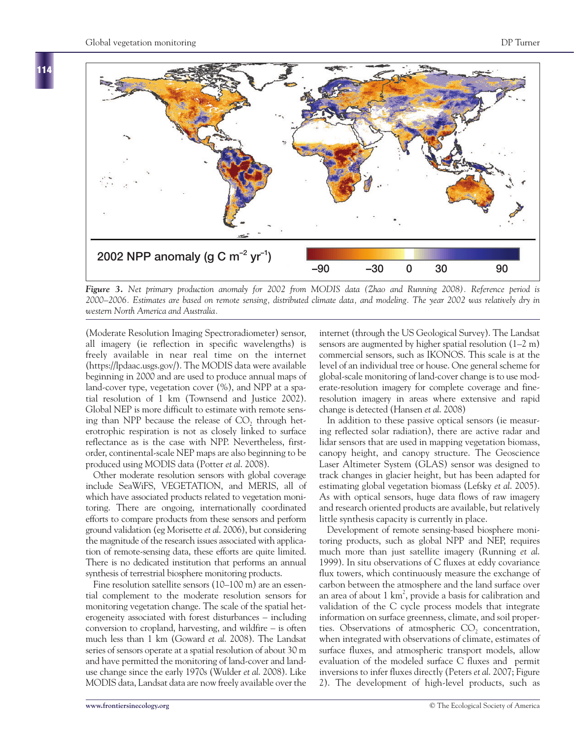*Figure 3. Net primary production anomaly for 2002 from MODIS data (Zhao and Running 2008). Reference period is 2000–2006. Estimates are based on remote sensing, distributed climate data, and modeling. The year 2002 was relatively dry in western North America and Australia.*

(Moderate Resolution Imaging Spectroradiometer) sensor, all imagery (ie reflection in specific wavelengths) is freely available in near real time on the internet (https://lpdaac.usgs.gov/). The MODIS data were available beginning in 2000 and are used to produce annual maps of land-cover type, vegetation cover (%), and NPP at a spatial resolution of 1 km (Townsend and Justice 2002). Global NEP is more difficult to estimate with remote sensing than NPP because the release of $CO_2$ through heterotrophic respiration is not as closely linked to surface reflectance as is the case with NPP. Nevertheless, first-order, continental-scale NEP maps are also beginning to be produced using MODIS data (Potter *et al*. 2008).

Other moderate resolution sensors with global coverage include SeaWiFS, VEGETATION, and MERIS, all of which have associated products related to vegetation monitoring. There are ongoing, internationally coordinated efforts to compare products from these sensors and perform ground validation (eg Morisette *et al*. 2006), but considering the magnitude of the research issues associated with application of remote-sensing data, these efforts are quite limited. There is no dedicated institution that performs an annual synthesis of terrestrial biosphere monitoring products.

Fine resolution satellite sensors (10–100 m) are an essential complement to the moderate resolution sensors for monitoring vegetation change. The scale of the spatial heterogeneity associated with forest disturbances – including conversion to cropland, harvesting, and wildfire – is often much less than 1 km (Goward *et al*. 2008). The Landsat series of sensors operate at a spatial resolution of about 30 m and have permitted the monitoring of land-cover and land-use change since the early 1970s (Wulder *et al*. 2008). Like MODIS data, Landsat data are now freely available over the internet (through the US Geological Survey). The Landsat sensors are augmented by higher spatial resolution (1–2 m) commercial sensors, such as IKONOS. This scale is at the level of an individual tree or house. One general scheme for global-scale monitoring of land-cover change is to use moderate-resolution imagery for complete coverage and fine-resolution imagery in areas where extensive and rapid change is detected (Hansen *et al*. 2008)

In addition to these passive optical sensors (ie measuring reflected solar radiation), there are active radar and lidar sensors that are used in mapping vegetation biomass, canopy height, and canopy structure. The Geoscience Laser Altimeter System (GLAS) sensor was designed to track changes in glacier height, but has been adapted for estimating global vegetation biomass (Lefsky *et al*. 2005). As with optical sensors, huge data flows of raw imagery and research oriented products are available, but relatively little synthesis capacity is currently in place.

Development of remote sensing-based biosphere monitoring products, such as global NPP and NEP, requires much more than just satellite imagery (Running *et al*. 1999). In situ observations of C fluxes at eddy covariance flux towers, which continuously measure the exchange of carbon between the atmosphere and the land surface over an area of about 1 $km^2$, provide a basis for calibration and validation of the C cycle process models that integrate information on surface greenness, climate, and soil properties. Observations of atmospheric $CO_2$ concentration, when integrated with observations of climate, estimates of surface fluxes, and atmospheric transport models, allow evaluation of the modeled surface C fluxes and permit inversions to infer fluxes directly (Peters *et al*. 2007; Figure 2). The development of high-level products, such as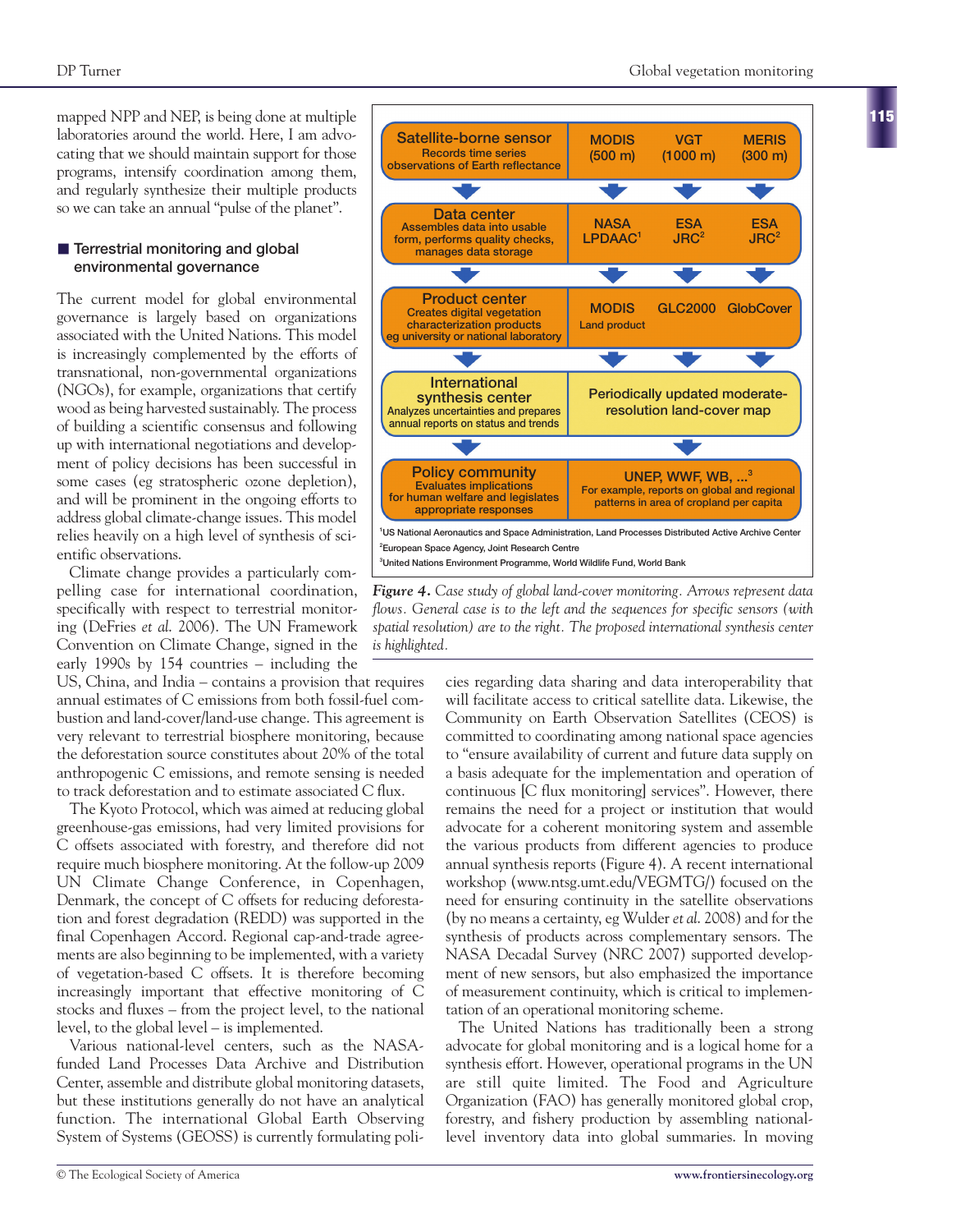mapped NPP and NEP, is being done at multiple laboratories around the world. Here, I am advocating that we should maintain support for those programs, intensify coordination among them, and regularly synthesize their multiple products so we can take an annual "pulse of the planet".

| General case | | | |
|---|---|---|---|
| **Satellite-borne sensor** Records time series observations of Earth reflectance | MODIS (500 m) | VGT (1000 m) | MERIS (300 m) |
| **Data center** Assembles data into usable form, performs quality checks, manages data storage | NASA LPDAAC[1] | ESA JRC[2] | ESA JRC[2] |
| **Product center** Creates digital vegetation characterization products eg university or national laboratory | MODIS Land product | GLC2000 | GlobCover |
| **International synthesis center** Analyzes uncertainties and prepares annual reports on status and trends | Periodically updated moderate-resolution land-cover map | | |
| **Policy community** Evaluates implications for human welfare and legislates appropriate responses | UNEP, WWF, WB, ...[3] For example, reports on global and regional patterns in area of cropland per capita | | |

[1]US National Aeronautics and Space Administration, Land Processes Distributed Active Archive Center
[2]European Space Agency, Joint Research Centre
[3]United Nations Environment Programme, World Wildlife Fund, World Bank

***Figure 4.*** *Case study of global land-cover monitoring. Arrows represent data flows. General case is to the left and the sequences for specific sensors (with spatial resolution) are to the right. The proposed international synthesis center is highlighted.*

## Terrestrial monitoring and global environmental governance

The current model for global environmental governance is largely based on organizations associated with the United Nations. This model is increasingly complemented by the efforts of transnational, non-governmental organizations (NGOs), for example, organizations that certify wood as being harvested sustainably. The process of building a scientific consensus and following up with international negotiations and development of policy decisions has been successful in some cases (eg stratospheric ozone depletion), and will be prominent in the ongoing efforts to address global climate-change issues. This model relies heavily on a high level of synthesis of scientific observations.

Climate change provides a particularly compelling case for international coordination, specifically with respect to terrestrial monitoring (DeFries *et al*. 2006). The UN Framework Convention on Climate Change, signed in the early 1990s by 154 countries – including the US, China, and India – contains a provision that requires annual estimates of C emissions from both fossil-fuel combustion and land-cover/land-use change. This agreement is very relevant to terrestrial biosphere monitoring, because the deforestation source constitutes about 20% of the total anthropogenic C emissions, and remote sensing is needed to track deforestation and to estimate associated C flux.

The Kyoto Protocol, which was aimed at reducing global greenhouse-gas emissions, had very limited provisions for C offsets associated with forestry, and therefore did not require much biosphere monitoring. At the follow-up 2009 UN Climate Change Conference, in Copenhagen, Denmark, the concept of C offsets for reducing deforestation and forest degradation (REDD) was supported in the final Copenhagen Accord. Regional cap-and-trade agreements are also beginning to be implemented, with a variety of vegetation-based C offsets. It is therefore becoming increasingly important that effective monitoring of C stocks and fluxes – from the project level, to the national level, to the global level – is implemented.

Various national-level centers, such as the NASA-funded Land Processes Data Archive and Distribution Center, assemble and distribute global monitoring datasets, but these institutions generally do not have an analytical function. The international Global Earth Observing System of Systems (GEOSS) is currently formulating policies regarding data sharing and data interoperability that will facilitate access to critical satellite data. Likewise, the Community on Earth Observation Satellites (CEOS) is committed to coordinating among national space agencies to "ensure availability of current and future data supply on a basis adequate for the implementation and operation of continuous [C flux monitoring] services". However, there remains the need for a project or institution that would advocate for a coherent monitoring system and assemble the various products from different agencies to produce annual synthesis reports (Figure 4). A recent international workshop (www.ntsg.umt.edu/VEGMTG/) focused on the need for ensuring continuity in the satellite observations (by no means a certainty, eg Wulder *et al*. 2008) and for the synthesis of products across complementary sensors. The NASA Decadal Survey (NRC 2007) supported development of new sensors, but also emphasized the importance of measurement continuity, which is critical to implementation of an operational monitoring scheme.

The United Nations has traditionally been a strong advocate for global monitoring and is a logical home for a synthesis effort. However, operational programs in the UN are still quite limited. The Food and Agriculture Organization (FAO) has generally monitored global crop, forestry, and fishery production by assembling national-level inventory data into global summaries. In moving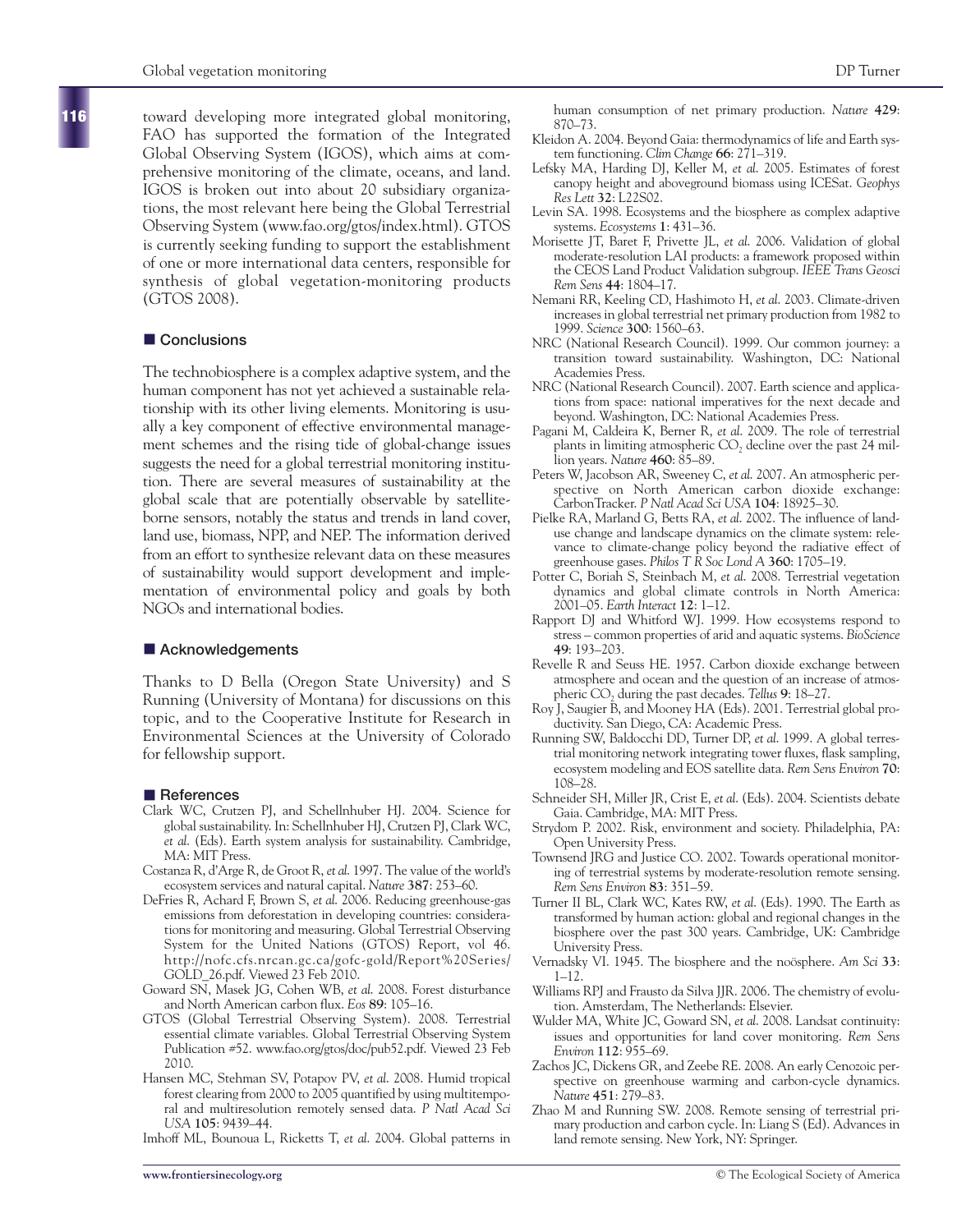toward developing more integrated global monitoring, FAO has supported the formation of the Integrated Global Observing System (IGOS), which aims at comprehensive monitoring of the climate, oceans, and land. IGOS is broken out into about 20 subsidiary organizations, the most relevant here being the Global Terrestrial Observing System (www.fao.org/gtos/index.html). GTOS is currently seeking funding to support the establishment of one or more international data centers, responsible for synthesis of global vegetation-monitoring products (GTOS 2008).

## Conclusions

The technobiosphere is a complex adaptive system, and the human component has not yet achieved a sustainable relationship with its other living elements. Monitoring is usually a key component of effective environmental management schemes and the rising tide of global-change issues suggests the need for a global terrestrial monitoring institution. There are several measures of sustainability at the global scale that are potentially observable by satellite-borne sensors, notably the status and trends in land cover, land use, biomass, NPP, and NEP. The information derived from an effort to synthesize relevant data on these measures of sustainability would support development and implementation of environmental policy and goals by both NGOs and international bodies.

## Acknowledgements

Thanks to D Bella (Oregon State University) and S Running (University of Montana) for discussions on this topic, and to the Cooperative Institute for Research in Environmental Sciences at the University of Colorado for fellowship support.

## References

Clark WC, Crutzen PJ, and Schellnhuber HJ. 2004. Science for global sustainability. In: Schellnhuber HJ, Crutzen PJ, Clark WC, *et al.* (Eds). Earth system analysis for sustainability. Cambridge, MA: MIT Press.

Costanza R, d'Arge R, de Groot R, *et al.* 1997. The value of the world's ecosystem services and natural capital. *Nature* **387**: 253–60.

DeFries R, Achard F, Brown S, *et al.* 2006. Reducing greenhouse-gas emissions from deforestation in developing countries: considerations for monitoring and measuring. Global Terrestrial Observing System for the United Nations (GTOS) Report, vol 46. http://nofc.cfs.nrcan.gc.ca/gofc-gold/Report%20Series/GOLD_26.pdf. Viewed 23 Feb 2010.

Goward SN, Masek JG, Cohen WB, *et al.* 2008. Forest disturbance and North American carbon flux. *Eos* **89**: 105–16.

GTOS (Global Terrestrial Observing System). 2008. Terrestrial essential climate variables. Global Terrestrial Observing System Publication #52. www.fao.org/gtos/doc/pub52.pdf. Viewed 23 Feb 2010.

Hansen MC, Stehman SV, Potapov PV, *et al.* 2008. Humid tropical forest clearing from 2000 to 2005 quantified by using multitemporal and multiresolution remotely sensed data. *P Natl Acad Sci USA* **105**: 9439–44.

Imhoff ML, Bounoua L, Ricketts T, *et al.* 2004. Global patterns in human consumption of net primary production. *Nature* **429**: 870–73.

Kleidon A. 2004. Beyond Gaia: thermodynamics of life and Earth system functioning. *Clim Change* **66**: 271–319.

Lefsky MA, Harding DJ, Keller M, *et al.* 2005. Estimates of forest canopy height and aboveground biomass using ICESat. *Geophys Res Lett* **32**: L22S02.

Levin SA. 1998. Ecosystems and the biosphere as complex adaptive systems. *Ecosystems* **1**: 431–36.

Morisette JT, Baret F, Privette JL, *et al.* 2006. Validation of global moderate-resolution LAI products: a framework proposed within the CEOS Land Product Validation subgroup. *IEEE Trans Geosci Rem Sens* **44**: 1804–17.

Nemani RR, Keeling CD, Hashimoto H, *et al.* 2003. Climate-driven increases in global terrestrial net primary production from 1982 to 1999. *Science* **300**: 1560–63.

NRC (National Research Council). 1999. Our common journey: a transition toward sustainability. Washington, DC: National Academies Press.

NRC (National Research Council). 2007. Earth science and applications from space: national imperatives for the next decade and beyond. Washington, DC: National Academies Press.

Pagani M, Caldeira K, Berner R, *et al.* 2009. The role of terrestrial plants in limiting atmospheric $CO_2$ decline over the past 24 million years. *Nature* **460**: 85–89.

Peters W, Jacobson AR, Sweeney C, *et al.* 2007. An atmospheric perspective on North American carbon dioxide exchange: CarbonTracker. *P Natl Acad Sci USA* **104**: 18925–30.

Pielke RA, Marland G, Betts RA, *et al.* 2002. The influence of land-use change and landscape dynamics on the climate system: relevance to climate-change policy beyond the radiative effect of greenhouse gases. *Philos T R Soc Lond A* **360**: 1705–19.

Potter C, Boriah S, Steinbach M, *et al.* 2008. Terrestrial vegetation dynamics and global climate controls in North America: 2001–05. *Earth Interact* **12**: 1–12.

Rapport DJ and Whitford WJ. 1999. How ecosystems respond to stress – common properties of arid and aquatic systems. *BioScience* **49**: 193–203.

Revelle R and Seuss HE. 1957. Carbon dioxide exchange between atmosphere and ocean and the question of an increase of atmospheric $CO_2$ during the past decades. *Tellus* **9**: 18–27.

Roy J, Saugier B, and Mooney HA (Eds). 2001. Terrestrial global productivity. San Diego, CA: Academic Press.

Running SW, Baldocchi DD, Turner DP, *et al.* 1999. A global terrestrial monitoring network integrating tower fluxes, flask sampling, ecosystem modeling and EOS satellite data. *Rem Sens Environ* **70**: 108–28.

Schneider SH, Miller JR, Crist E, *et al.* (Eds). 2004. Scientists debate Gaia. Cambridge, MA: MIT Press.

Strydom P. 2002. Risk, environment and society. Philadelphia, PA: Open University Press.

Townsend JRG and Justice CO. 2002. Towards operational monitoring of terrestrial systems by moderate-resolution remote sensing. *Rem Sens Environ* **83**: 351–59.

Turner II BL, Clark WC, Kates RW, *et al.* (Eds). 1990. The Earth as transformed by human action: global and regional changes in the biosphere over the past 300 years. Cambridge, UK: Cambridge University Press.

Vernadsky VI. 1945. The biosphere and the noösphere. *Am Sci* **33**: 1–12.

Williams RPJ and Frausto da Silva JJR. 2006. The chemistry of evolution. Amsterdam, The Netherlands: Elsevier.

Wulder MA, White JC, Goward SN, *et al.* 2008. Landsat continuity: issues and opportunities for land cover monitoring. *Rem Sens Environ* **112**: 955–69.

Zachos JC, Dickens GR, and Zeebe RE. 2008. An early Cenozoic perspective on greenhouse warming and carbon-cycle dynamics. *Nature* **451**: 279–83.

Zhao M and Running SW. 2008. Remote sensing of terrestrial primary production and carbon cycle. In: Liang S (Ed). Advances in land remote sensing. New York, NY: Springer.